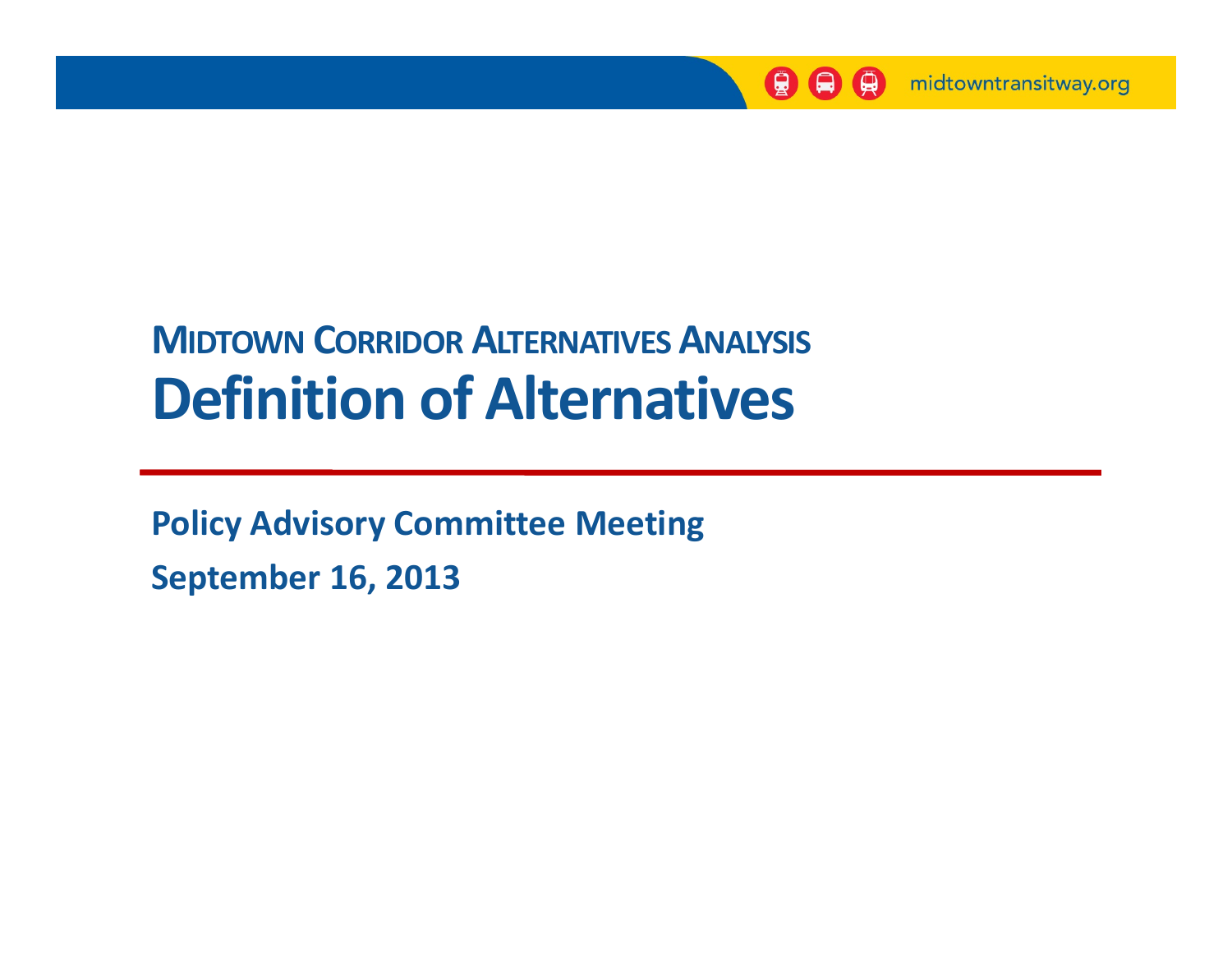midtowntransitway.org

## MIDTOWN CORRIDOR ALTERNATIVES ANALYSIS

# Definition of Alternatives

**Policy Advisory Committee Meeting**

**September 16, 2013**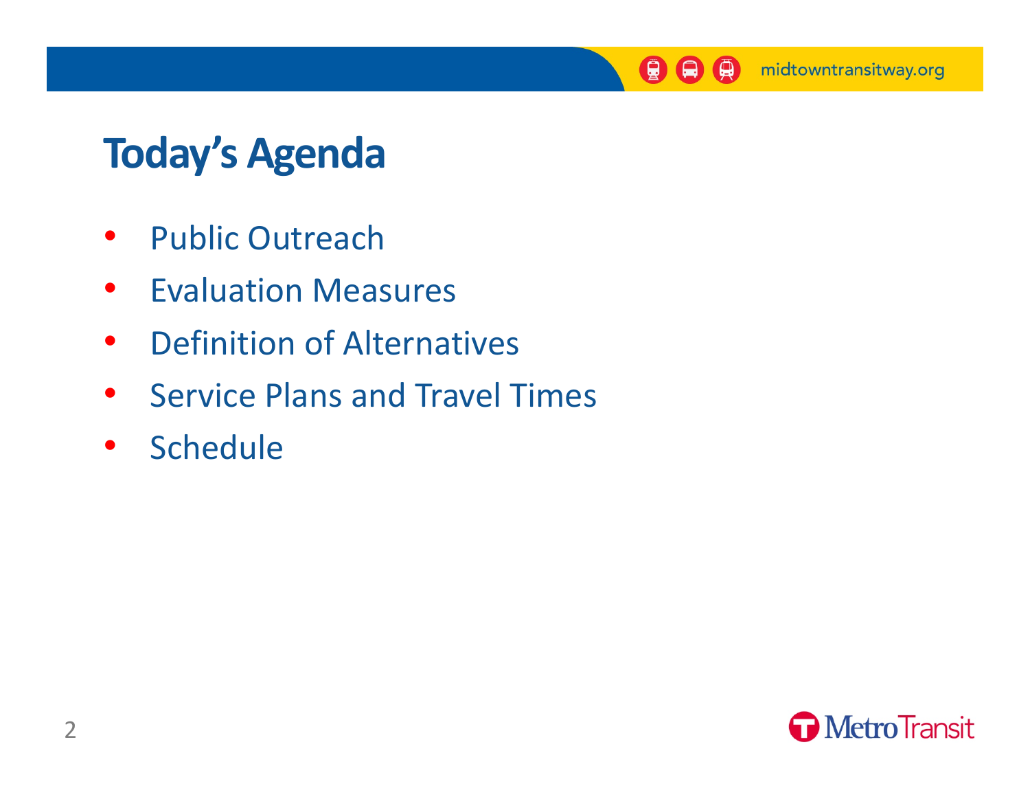# Today's Agenda

- Public Outreach
- Evaluation Measures
- Definition of Alternatives
- Service Plans and Travel Times
- Schedule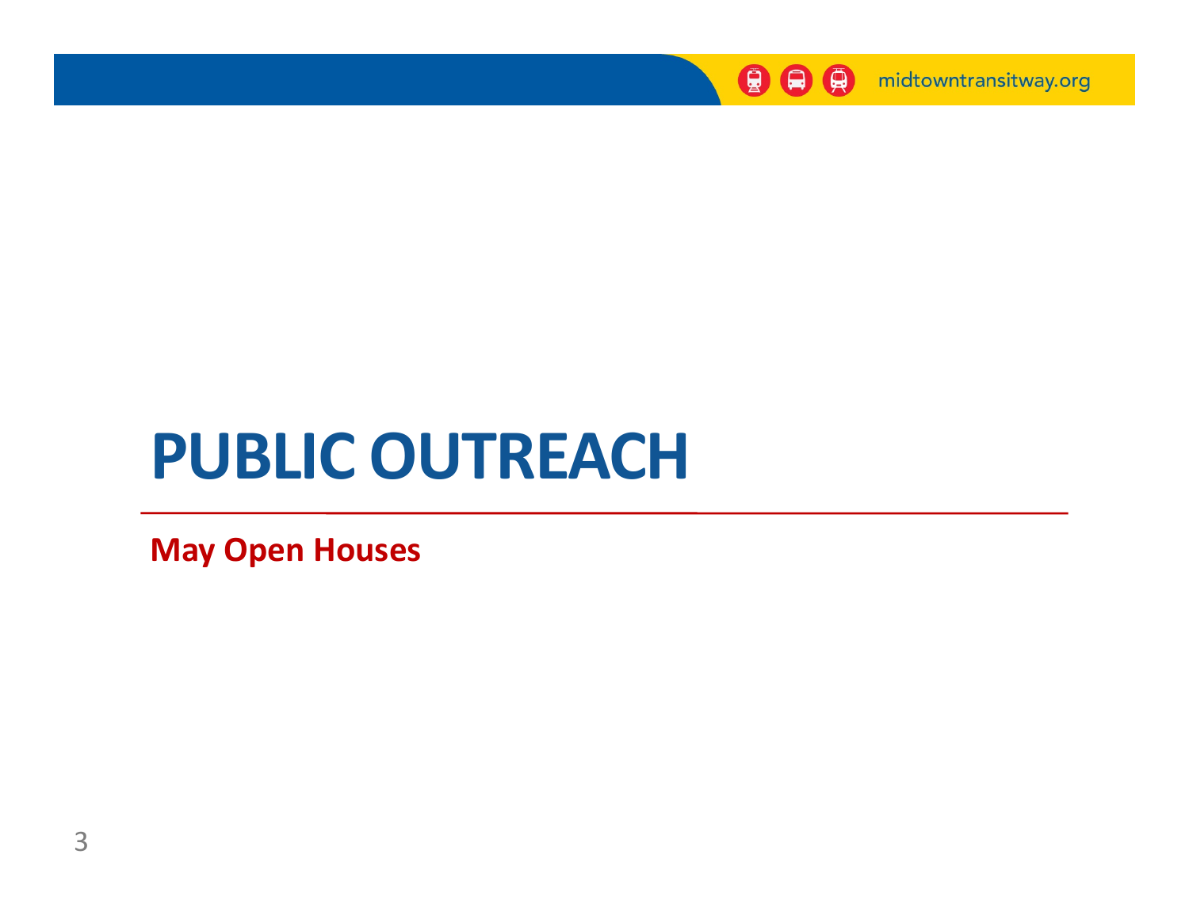# PUBLIC OUTREACH

**May Open Houses**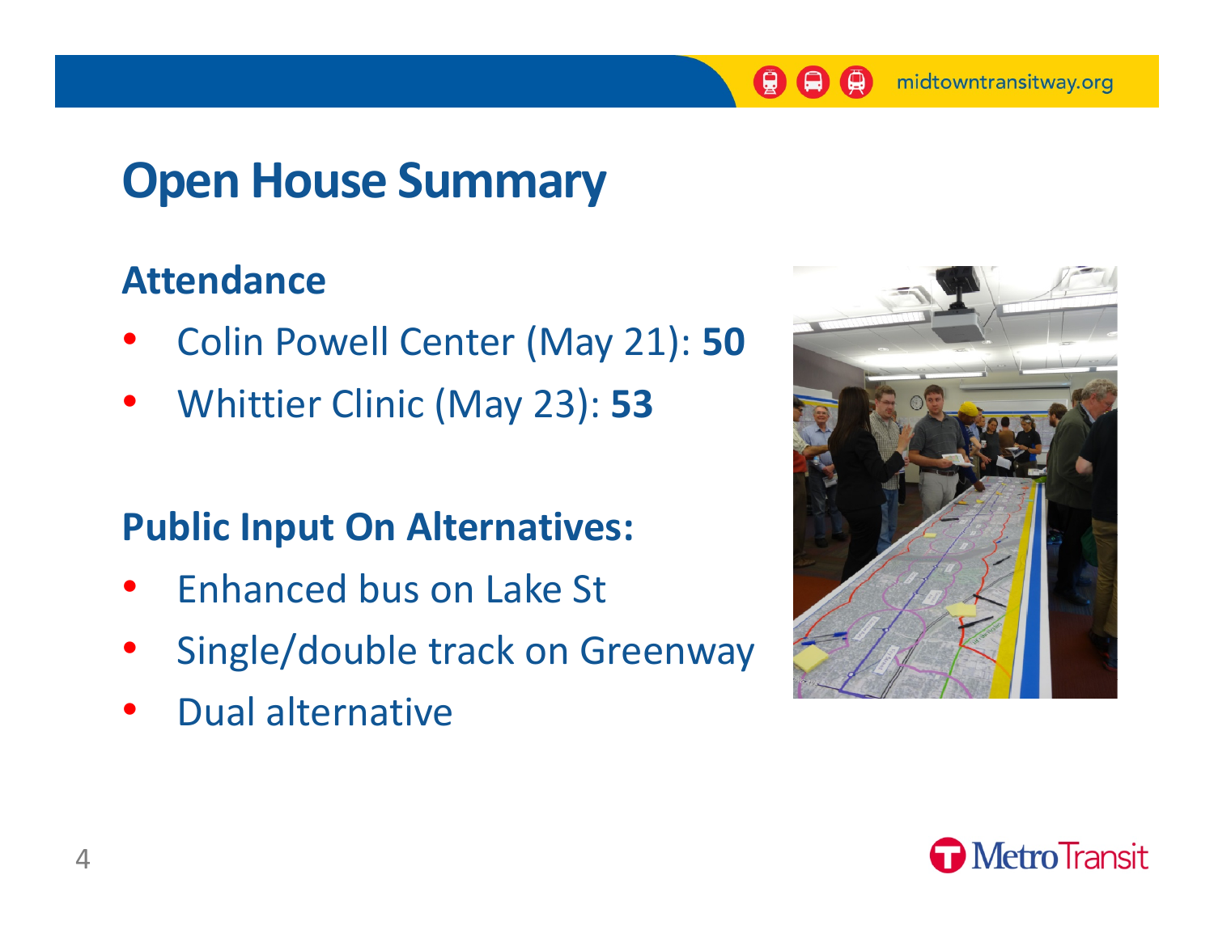# Open House Summary

## Attendance

- Colin Powell Center (May 21): **50**
- Whittier Clinic (May 23): **53**

## Public Input On Alternatives:

- Enhanced bus on Lake St
- Single/double track on Greenway
- Dual alternative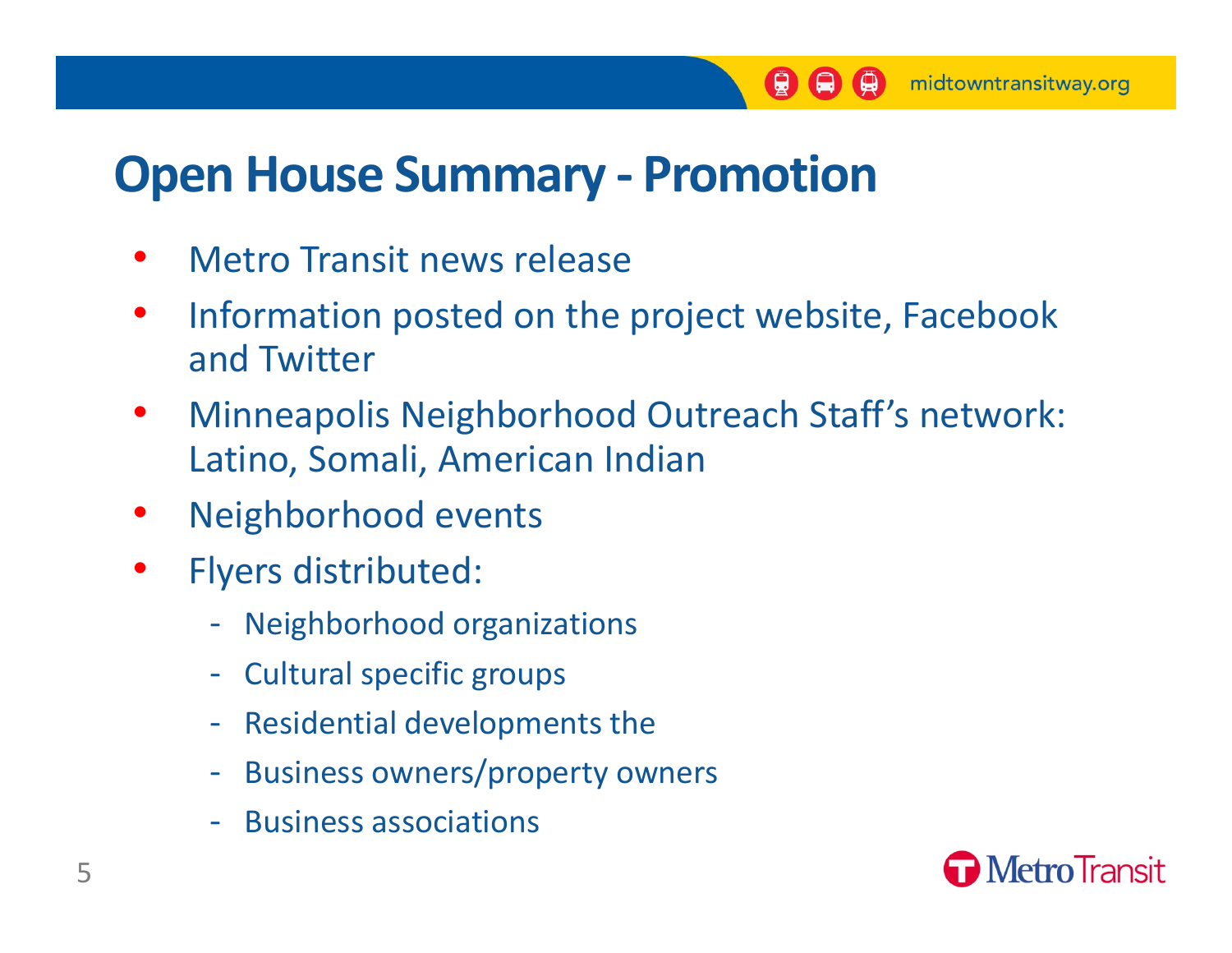# Open House Summary - Promotion

- Metro Transit news release
- Information posted on the project website, Facebook and Twitter
- Minneapolis Neighborhood Outreach Staff's network: Latino, Somali, American Indian
- Neighborhood events
- Flyers distributed:
  - Neighborhood organizations
  - Cultural specific groups
  - Residential developments the
  - Business owners/property owners
  - Business associations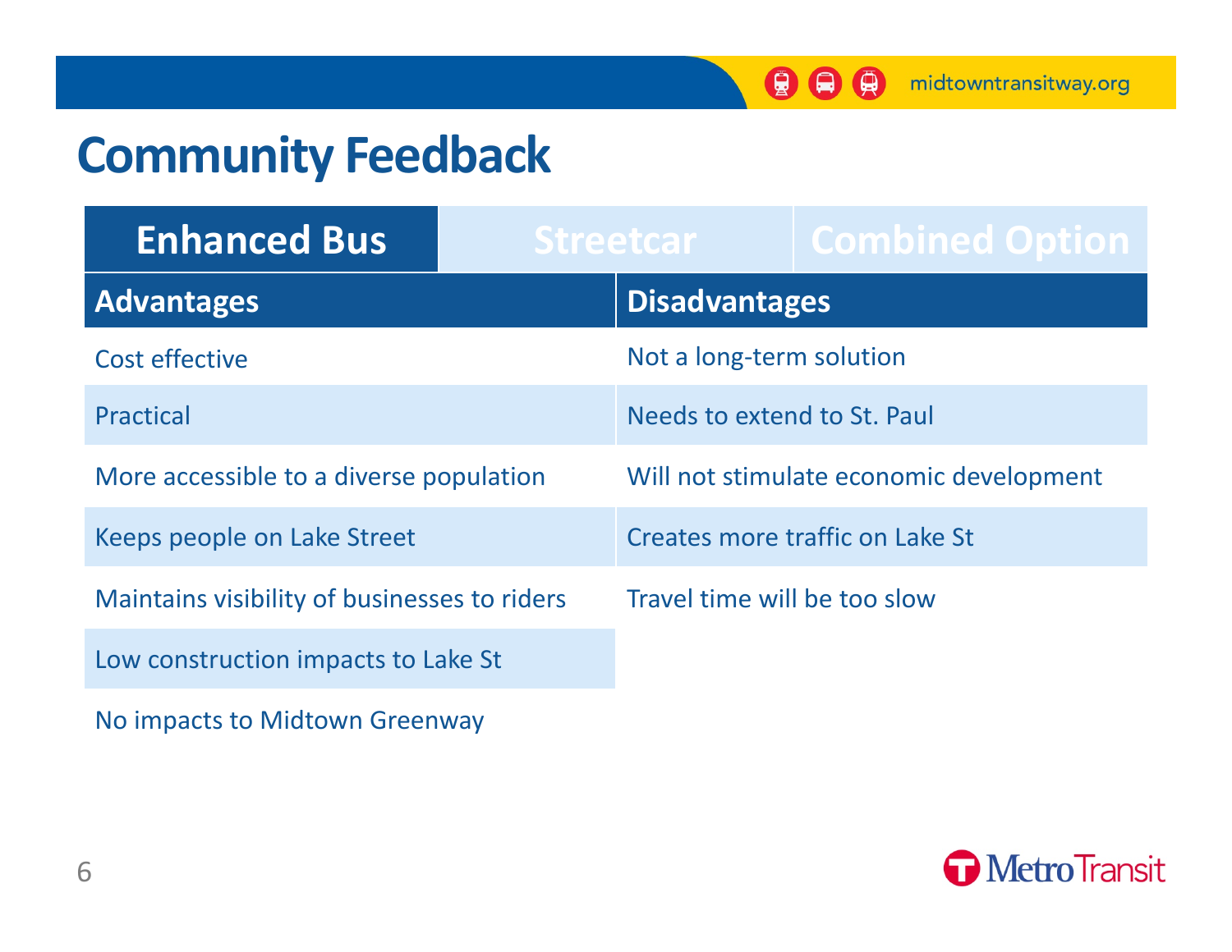# Community Feedback

| Enhanced Bus | Streetcar | Combined Option |
|---|---|---|

| Advantages | Disadvantages |
|---|---|
| Cost effective | Not a long-term solution |
| Practical | Needs to extend to St. Paul |
| More accessible to a diverse population | Will not stimulate economic development |
| Keeps people on Lake Street | Creates more traffic on Lake St |
| Maintains visibility of businesses to riders | Travel time will be too slow |
| Low construction impacts to Lake St | |
| No impacts to Midtown Greenway | |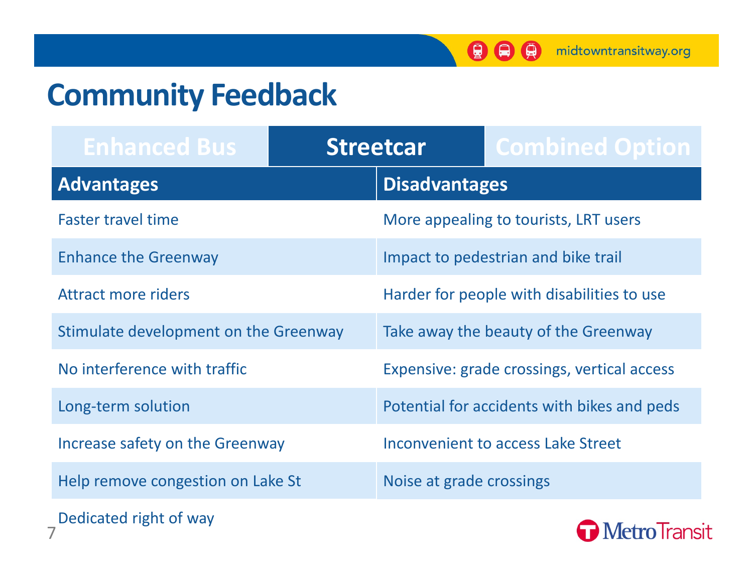# Community Feedback

Enhanced Bus | **Streetcar** | Combined Option

| Advantages | Disadvantages |
|---|---|
| Faster travel time | More appealing to tourists, LRT users |
| Enhance the Greenway | Impact to pedestrian and bike trail |
| Attract more riders | Harder for people with disabilities to use |
| Stimulate development on the Greenway | Take away the beauty of the Greenway |
| No interference with traffic | Expensive: grade crossings, vertical access |
| Long-term solution | Potential for accidents with bikes and peds |
| Increase safety on the Greenway | Inconvenient to access Lake Street |
| Help remove congestion on Lake St | Noise at grade crossings |
| Dedicated right of way | |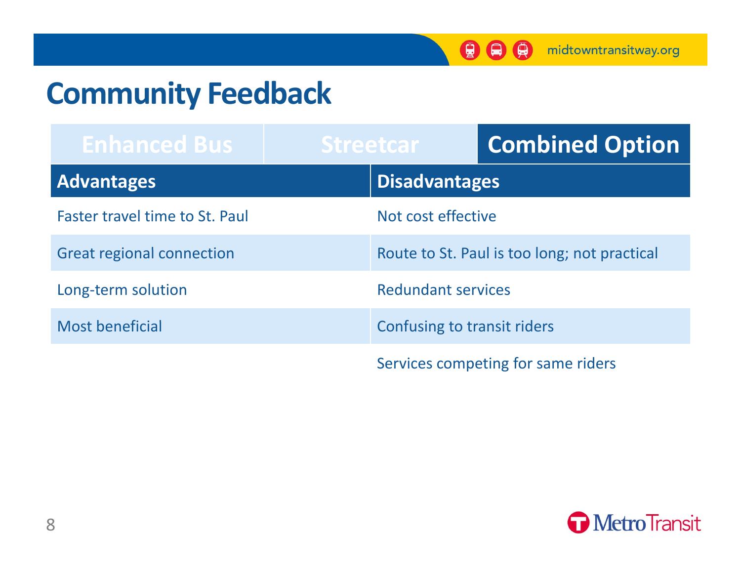# Community Feedback

| Enhanced Bus | Streetcar | Combined Option |
|---|---|---|

| Advantages | Disadvantages |
|---|---|
| Faster travel time to St. Paul | Not cost effective |
| Great regional connection | Route to St. Paul is too long; not practical |
| Long-term solution | Redundant services |
| Most beneficial | Confusing to transit riders |
| | Services competing for same riders |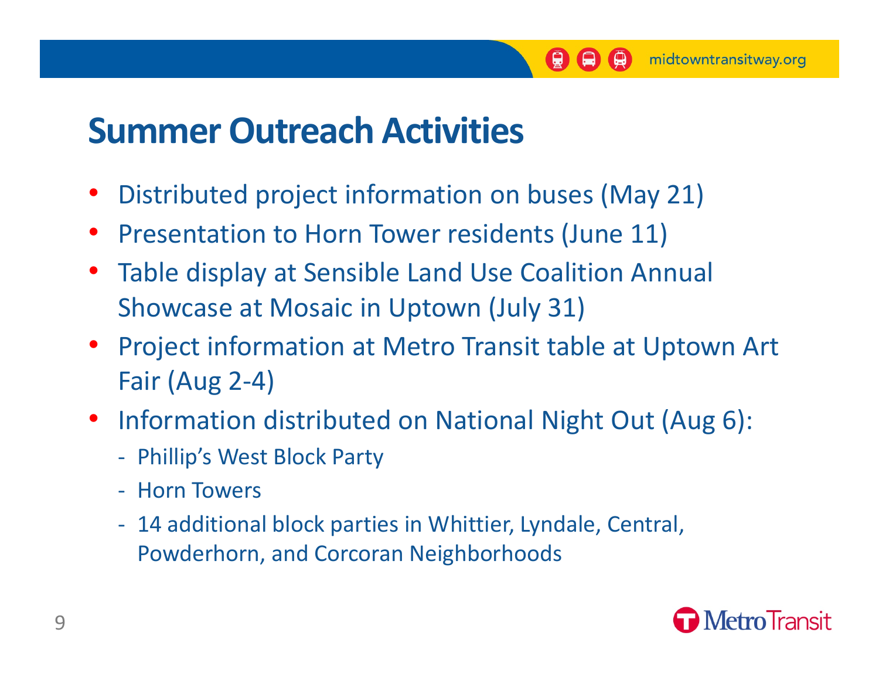# Summer Outreach Activities

- Distributed project information on buses (May 21)
- Presentation to Horn Tower residents (June 11)
- Table display at Sensible Land Use Coalition Annual Showcase at Mosaic in Uptown (July 31)
- Project information at Metro Transit table at Uptown Art Fair (Aug 2-4)
- Information distributed on National Night Out (Aug 6):
  - Phillip's West Block Party
  - Horn Towers
  - 14 additional block parties in Whittier, Lyndale, Central, Powderhorn, and Corcoran Neighborhoods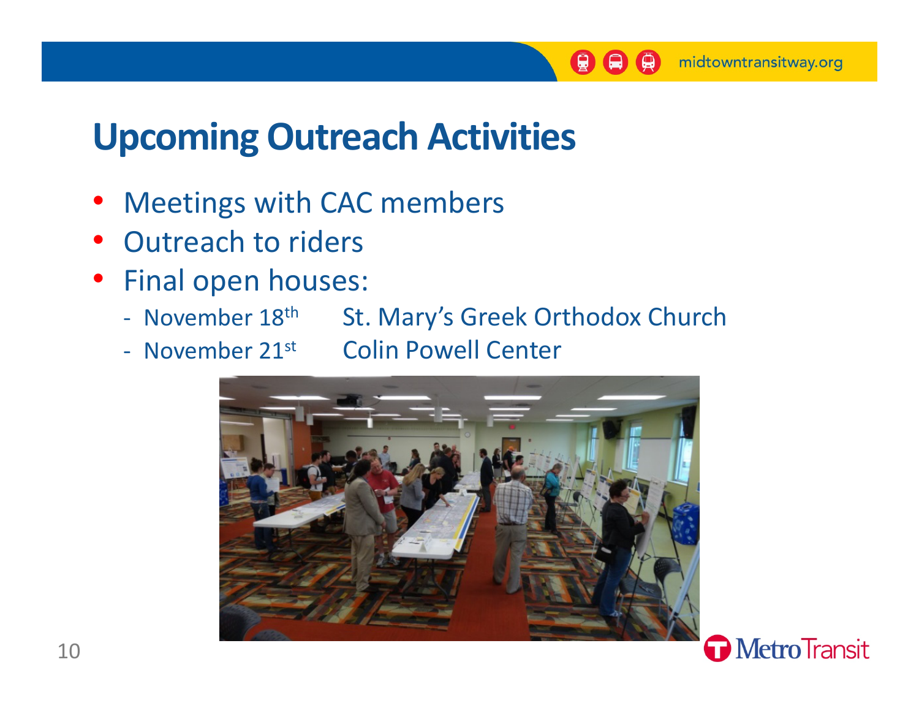# Upcoming Outreach Activities

- Meetings with CAC members
- Outreach to riders
- Final open houses:
  - November 18th — St. Mary's Greek Orthodox Church
  - November 21st — Colin Powell Center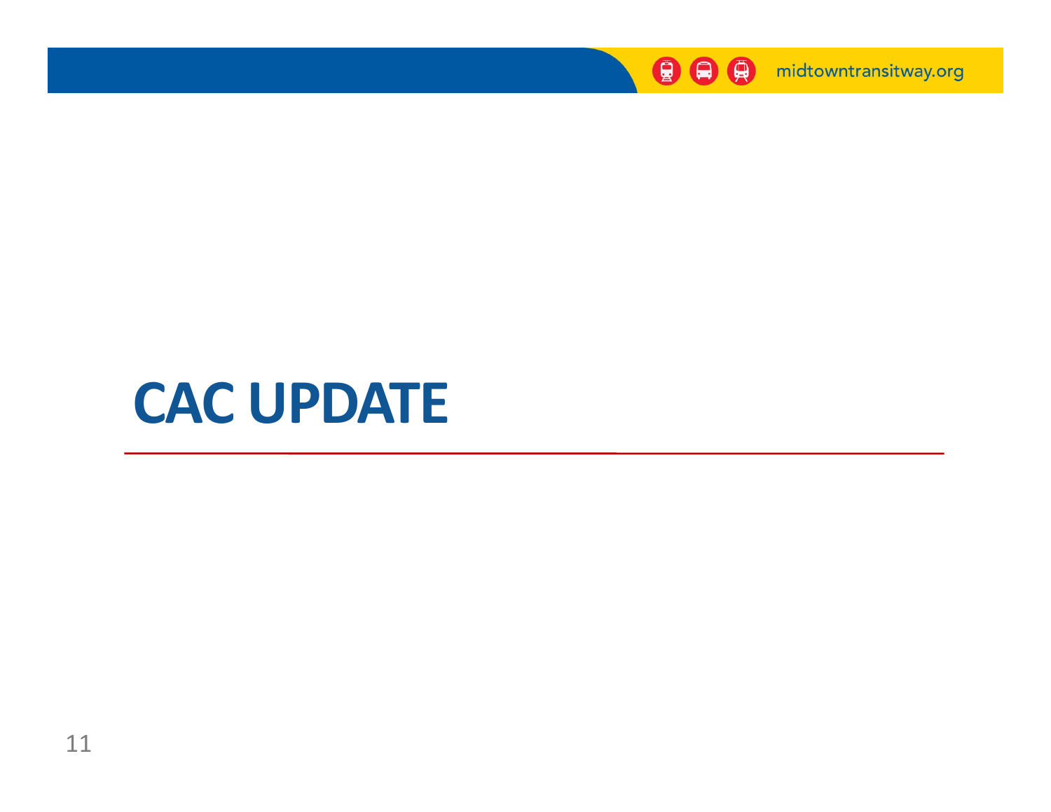# CAC UPDATE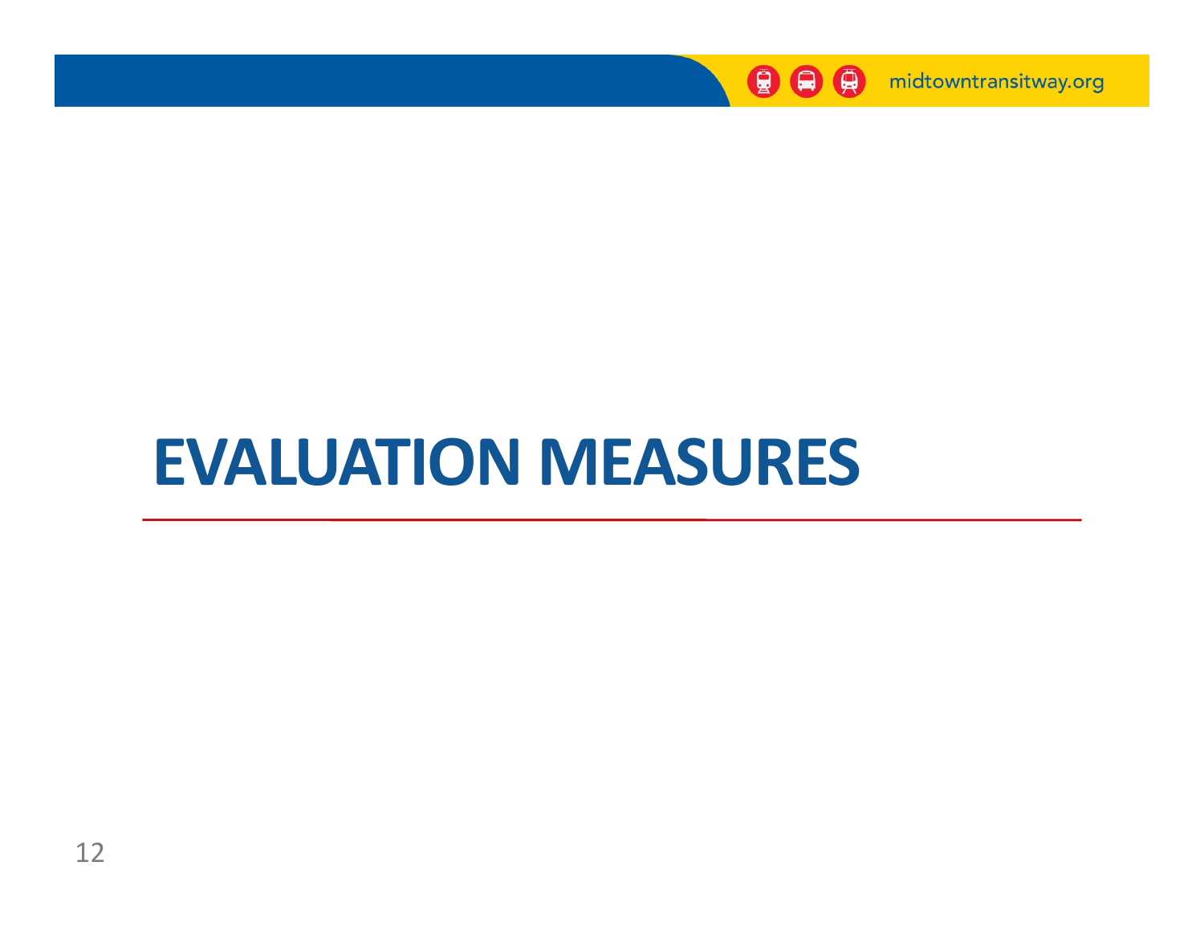# EVALUATION MEASURES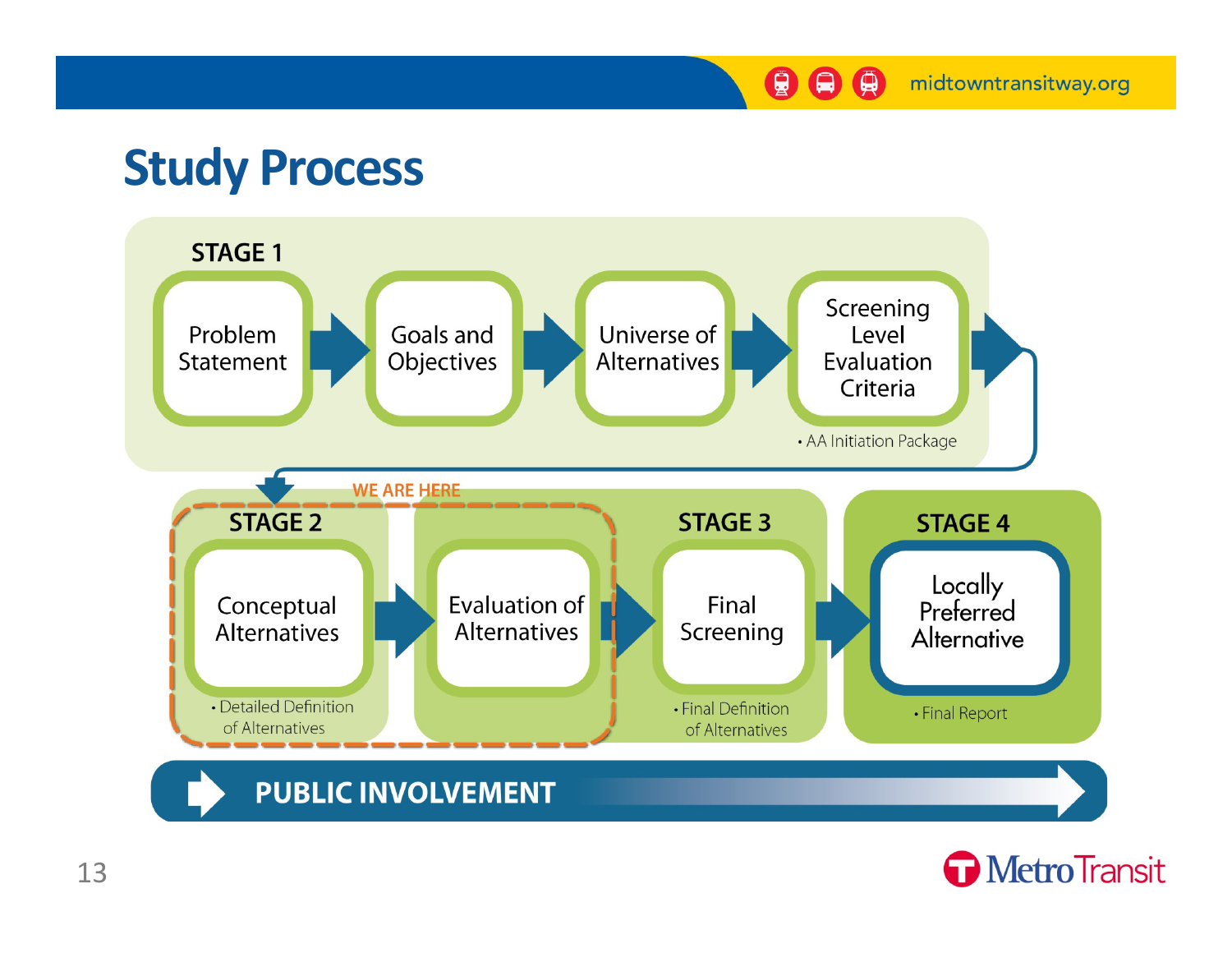# Study Process

## STAGE 1

Problem Statement → Goals and Objectives → Universe of Alternatives → Screening Level Evaluation Criteria

- AA Initiation Package

WE ARE HERE

## STAGE 2

Conceptual Alternatives → Evaluation of Alternatives

- Detailed Definition of Alternatives

## STAGE 3

Final Screening

- Final Definition of Alternatives

## STAGE 4

Locally Preferred Alternative

- Final Report

**PUBLIC INVOLVEMENT**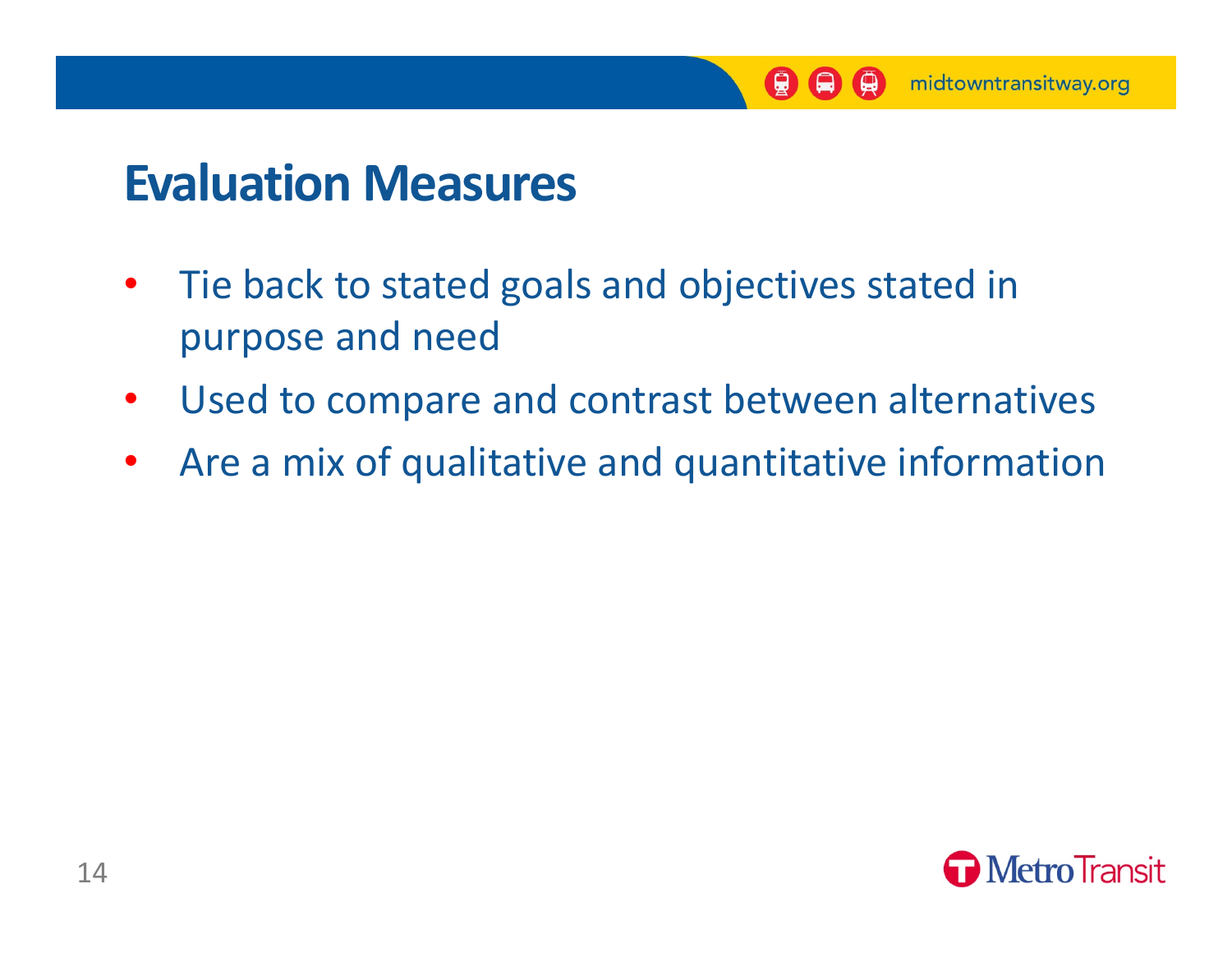# Evaluation Measures

- Tie back to stated goals and objectives stated in purpose and need
- Used to compare and contrast between alternatives
- Are a mix of qualitative and quantitative information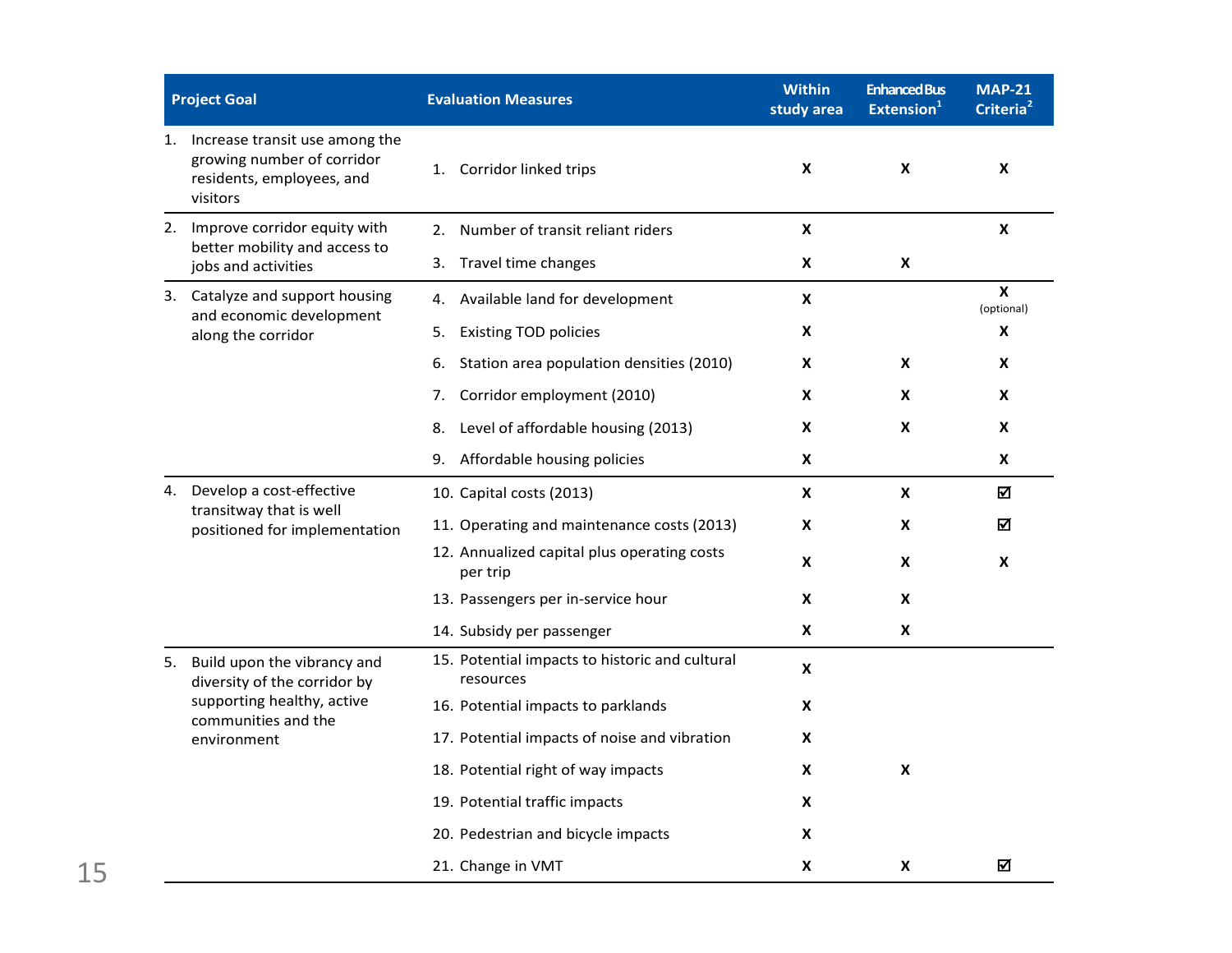| Project Goal | Evaluation Measures | Within study area | Enhanced Bus Extension[1] | MAP-21 Criteria[2] |
|---|---|---|---|---|
| 1. Increase transit use among the growing number of corridor residents, employees, and visitors | 1. Corridor linked trips | X | X | X |
| 2. Improve corridor equity with better mobility and access to jobs and activities | 2. Number of transit reliant riders | X | | X |
| | 3. Travel time changes | X | X | |
| 3. Catalyze and support housing and economic development along the corridor | 4. Available land for development | X | | X (optional) |
| | 5. Existing TOD policies | X | | X |
| | 6. Station area population densities (2010) | X | X | X |
| | 7. Corridor employment (2010) | X | X | X |
| | 8. Level of affordable housing (2013) | X | X | X |
| | 9. Affordable housing policies | X | | X |
| 4. Develop a cost-effective transitway that is well positioned for implementation | 10. Capital costs (2013) | X | X | ☑ |
| | 11. Operating and maintenance costs (2013) | X | X | ☑ |
| | 12. Annualized capital plus operating costs per trip | X | X | X |
| | 13. Passengers per in-service hour | X | X | |
| | 14. Subsidy per passenger | X | X | |
| 5. Build upon the vibrancy and diversity of the corridor by supporting healthy, active communities and the environment | 15. Potential impacts to historic and cultural resources | X | | |
| | 16. Potential impacts to parklands | X | | |
| | 17. Potential impacts of noise and vibration | X | | |
| | 18. Potential right of way impacts | X | X | |
| | 19. Potential traffic impacts | X | | |
| | 20. Pedestrian and bicycle impacts | X | | |
| | 21. Change in VMT | X | X | ☑ |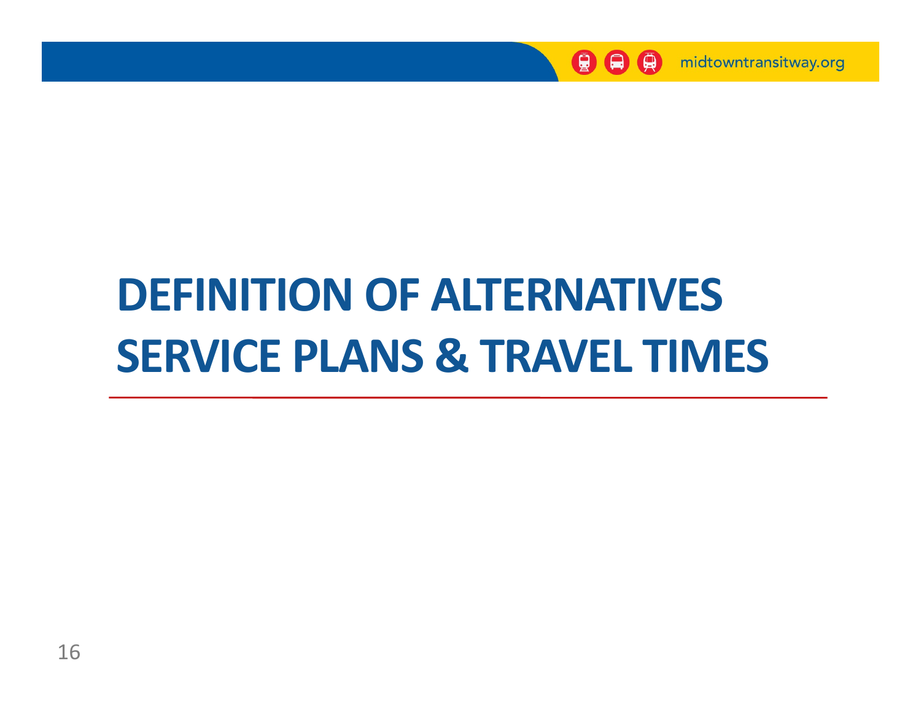# DEFINITION OF ALTERNATIVES SERVICE PLANS & TRAVEL TIMES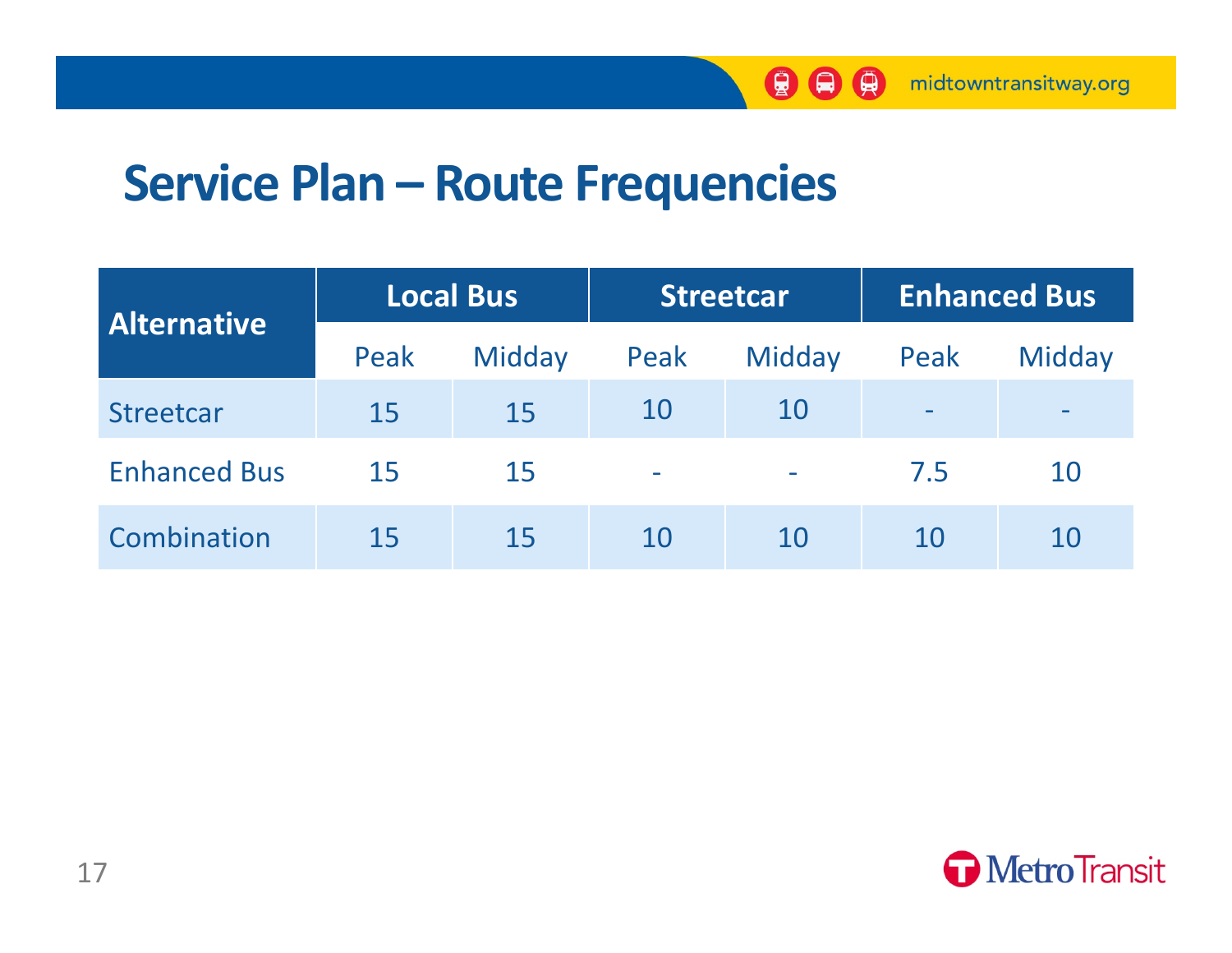# Service Plan – Route Frequencies

| Alternative | Local Bus | | Streetcar | | Enhanced Bus | |
|---|---|---|---|---|---|---|
| | Peak | Midday | Peak | Midday | Peak | Midday |
| Streetcar | 15 | 15 | 10 | 10 | - | - |
| Enhanced Bus | 15 | 15 | - | - | 7.5 | 10 |
| Combination | 15 | 15 | 10 | 10 | 10 | 10 |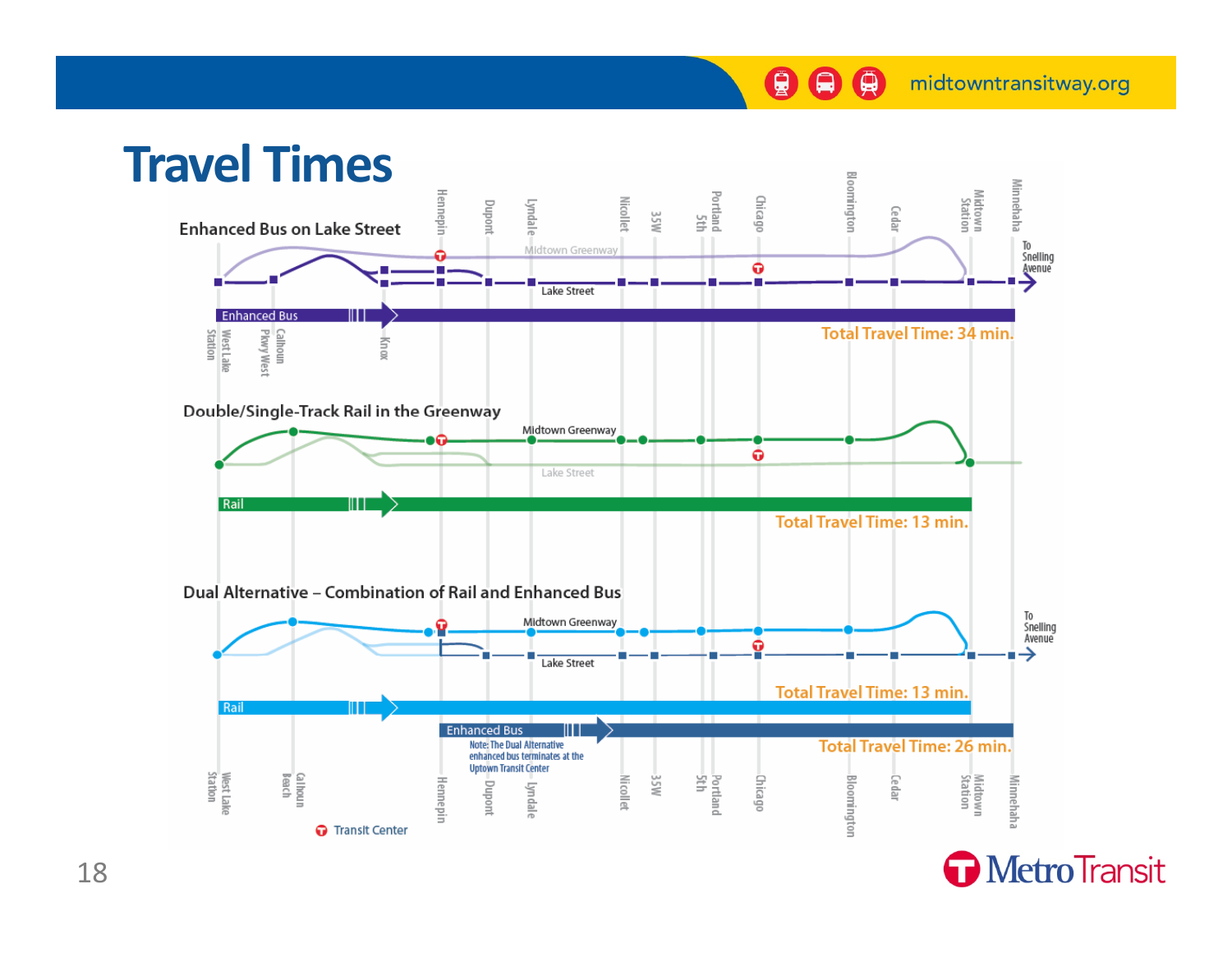# Travel Times

### Enhanced Bus on Lake Street

Hennepin, Dupont, Lyndale, Nicollet, 35W, 5th, Portland, Chicago, Bloomington, Cedar, Midtown Station, Minnehaha

Midtown Greenway

Lake Street

To Snelling Avenue

Enhanced Bus

West Lake Station, Calhoun Pkwy West, Knox

Total Travel Time: 34 min.

### Double/Single-Track Rail in the Greenway

Midtown Greenway

Lake Street

Rail

Total Travel Time: 13 min.

### Dual Alternative – Combination of Rail and Enhanced Bus

Midtown Greenway

Lake Street

To Snelling Avenue

Rail

Total Travel Time: 13 min.

Enhanced Bus

Note: The Dual Alternative enhanced bus terminates at the Uptown Transit Center

Total Travel Time: 26 min.

West Lake Station, Calhoun Beach, Hennepin, Dupont, Lyndale, Nicollet, 35W, 5th, Portland, Chicago, Bloomington, Cedar, Midtown Station, Minnehaha

Transit Center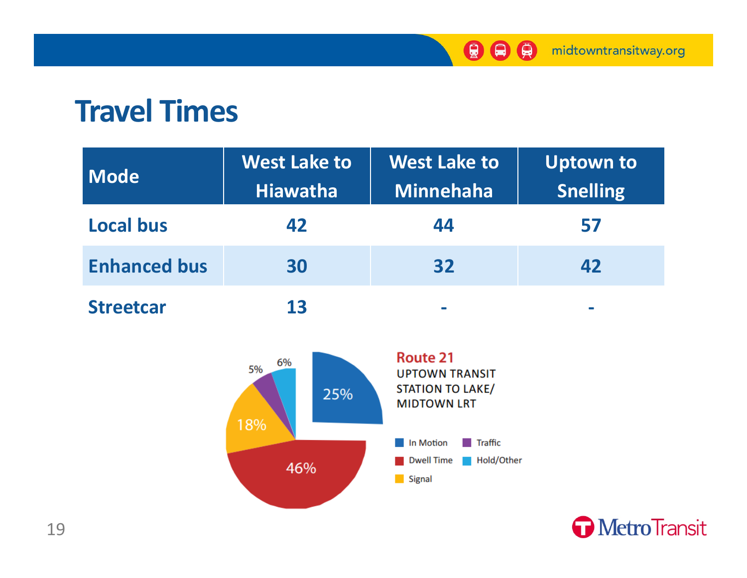# Travel Times

| Mode | West Lake to Hiawatha | West Lake to Minnehaha | Uptown to Snelling |
|---|---|---|---|
| Local bus | 42 | 44 | 57 |
| Enhanced bus | 30 | 32 | 42 |
| Streetcar | 13 | - | - |

**Route 21**
UPTOWN TRANSIT STATION TO LAKE/ MIDTOWN LRT

| Category | Share |
|---|---|
| In Motion | 25% |
| Dwell Time | 46% |
| Signal | 18% |
| Traffic | 5% |
| Hold/Other | 6% |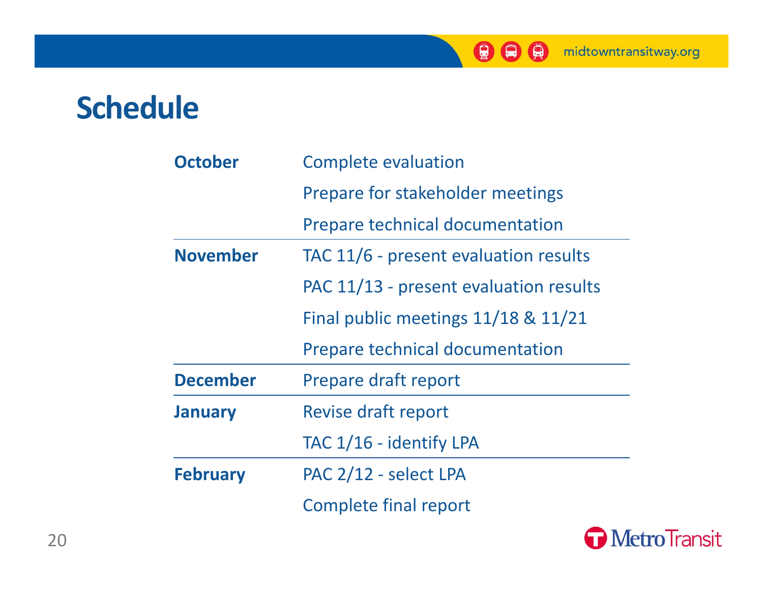# Schedule

| Month | Activities |
|---|---|
| **October** | Complete evaluation |
| | Prepare for stakeholder meetings |
| | Prepare technical documentation |
| **November** | TAC 11/6 - present evaluation results |
| | PAC 11/13 - present evaluation results |
| | Final public meetings 11/18 & 11/21 |
| | Prepare technical documentation |
| **December** | Prepare draft report |
| **January** | Revise draft report |
| | TAC 1/16 - identify LPA |
| **February** | PAC 2/12 - select LPA |
| | Complete final report |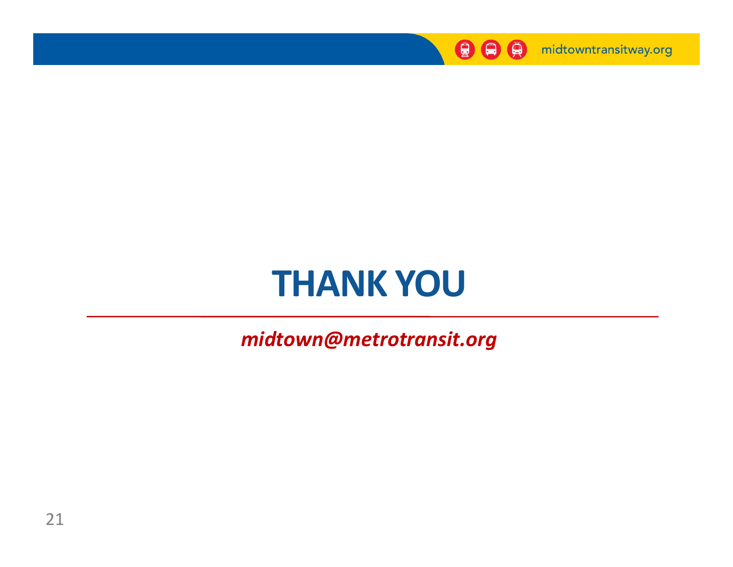# THANK YOU

*midtown@metrotransit.org*